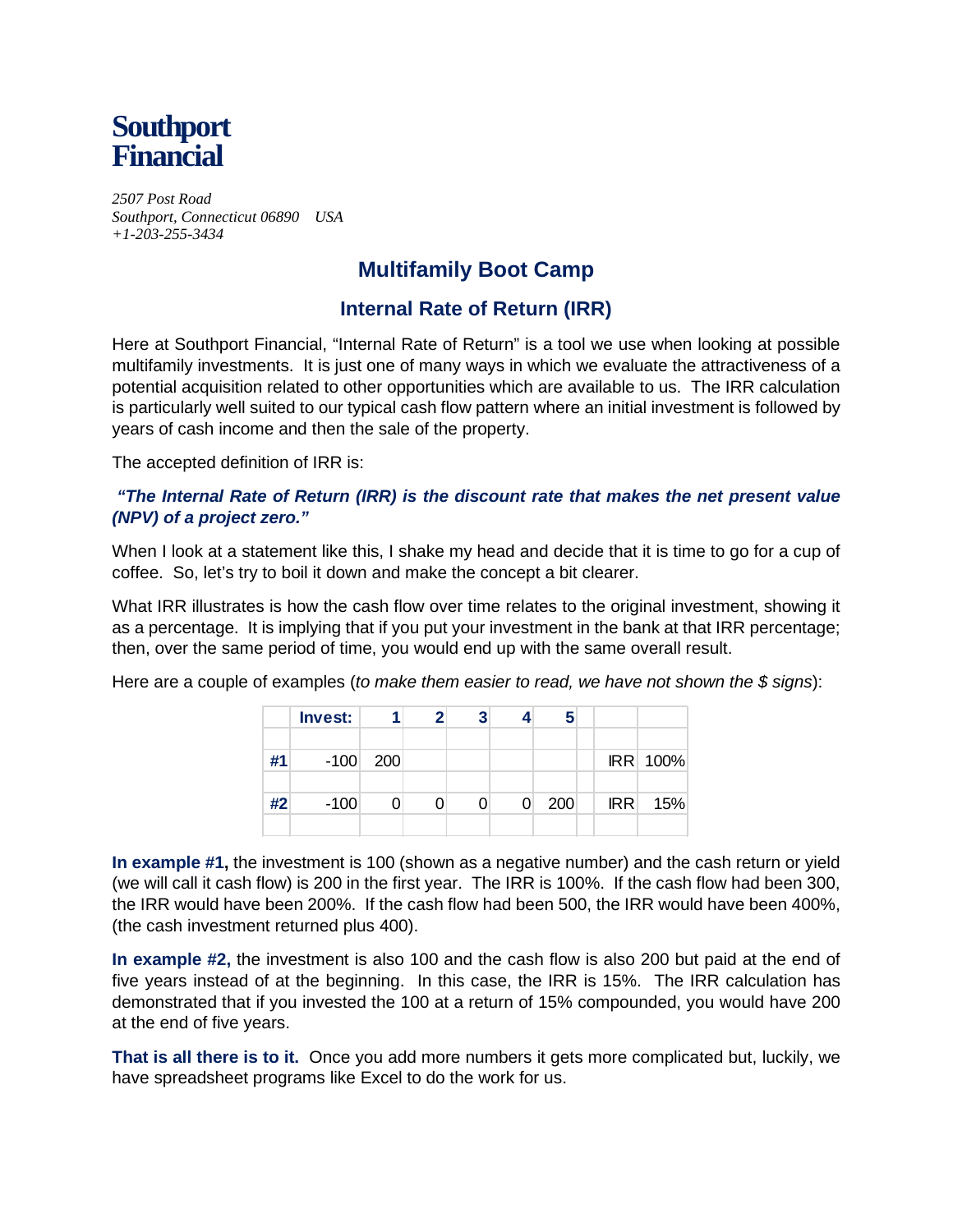# Southport Financial

*2507 Post Road*
*Southport, Connecticut 06890 USA*
*+1-203-255-3434*

## Multifamily Boot Camp

### Internal Rate of Return (IRR)

Here at Southport Financial, "Internal Rate of Return" is a tool we use when looking at possible multifamily investments. It is just one of many ways in which we evaluate the attractiveness of a potential acquisition related to other opportunities which are available to us. The IRR calculation is particularly well suited to our typical cash flow pattern where an initial investment is followed by years of cash income and then the sale of the property.

The accepted definition of IRR is:

***"The Internal Rate of Return (IRR) is the discount rate that makes the net present value (NPV) of a project zero."***

When I look at a statement like this, I shake my head and decide that it is time to go for a cup of coffee. So, let's try to boil it down and make the concept a bit clearer.

What IRR illustrates is how the cash flow over time relates to the original investment, showing it as a percentage. It is implying that if you put your investment in the bank at that IRR percentage; then, over the same period of time, you would end up with the same overall result.

Here are a couple of examples (*to make them easier to read, we have not shown the $ signs*):

| | Invest: | 1 | 2 | 3 | 4 | 5 | | |
|---|---|---|---|---|---|---|---|---|
| **#1** | -100 | 200 | | | | | IRR | 100% |
| **#2** | -100 | 0 | 0 | 0 | 0 | 200 | IRR | 15% |

**In example #1,** the investment is 100 (shown as a negative number) and the cash return or yield (we will call it cash flow) is 200 in the first year. The IRR is 100%. If the cash flow had been 300, the IRR would have been 200%. If the cash flow had been 500, the IRR would have been 400%, (the cash investment returned plus 400).

**In example #2,** the investment is also 100 and the cash flow is also 200 but paid at the end of five years instead of at the beginning. In this case, the IRR is 15%. The IRR calculation has demonstrated that if you invested the 100 at a return of 15% compounded, you would have 200 at the end of five years.

**That is all there is to it.** Once you add more numbers it gets more complicated but, luckily, we have spreadsheet programs like Excel to do the work for us.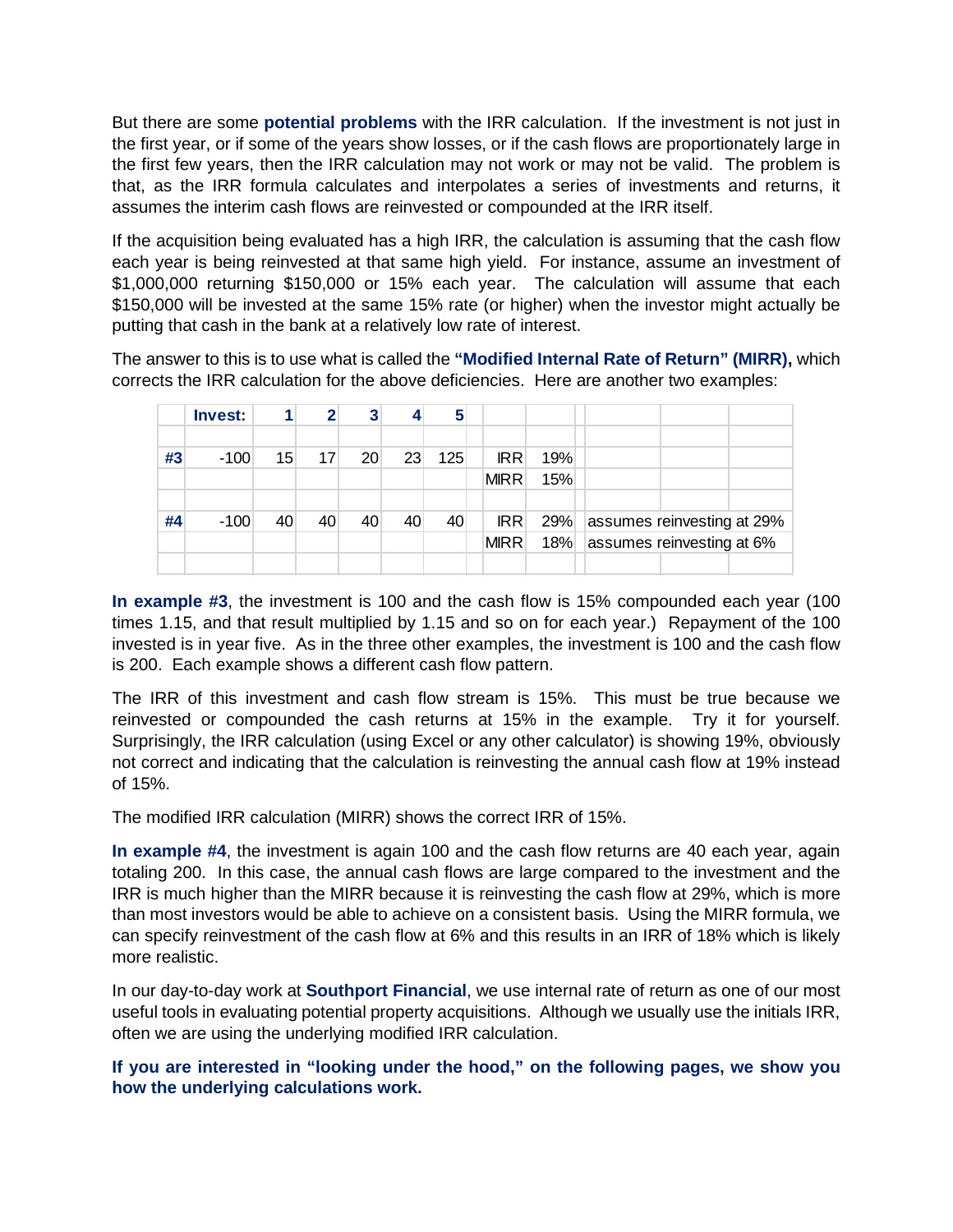But there are some **potential problems** with the IRR calculation. If the investment is not just in the first year, or if some of the years show losses, or if the cash flows are proportionately large in the first few years, then the IRR calculation may not work or may not be valid. The problem is that, as the IRR formula calculates and interpolates a series of investments and returns, it assumes the interim cash flows are reinvested or compounded at the IRR itself.

If the acquisition being evaluated has a high IRR, the calculation is assuming that the cash flow each year is being reinvested at that same high yield. For instance, assume an investment of $1,000,000 returning $150,000 or 15% each year. The calculation will assume that each $150,000 will be invested at the same 15% rate (or higher) when the investor might actually be putting that cash in the bank at a relatively low rate of interest.

The answer to this is to use what is called the **"Modified Internal Rate of Return" (MIRR),** which corrects the IRR calculation for the above deficiencies. Here are another two examples:

| | Invest: | 1 | 2 | 3 | 4 | 5 | | | |
|---|---|---|---|---|---|---|---|---|---|
| | | | | | | | | | |
| #3 | -100 | 15 | 17 | 20 | 23 | 125 | IRR | 19% | |
| | | | | | | | MIRR | 15% | |
| | | | | | | | | | |
| #4 | -100 | 40 | 40 | 40 | 40 | 40 | IRR | 29% | assumes reinvesting at 29% |
| | | | | | | | MIRR | 18% | assumes reinvesting at 6% |

**In example #3**, the investment is 100 and the cash flow is 15% compounded each year (100 times 1.15, and that result multiplied by 1.15 and so on for each year.) Repayment of the 100 invested is in year five. As in the three other examples, the investment is 100 and the cash flow is 200. Each example shows a different cash flow pattern.

The IRR of this investment and cash flow stream is 15%. This must be true because we reinvested or compounded the cash returns at 15% in the example. Try it for yourself. Surprisingly, the IRR calculation (using Excel or any other calculator) is showing 19%, obviously not correct and indicating that the calculation is reinvesting the annual cash flow at 19% instead of 15%.

The modified IRR calculation (MIRR) shows the correct IRR of 15%.

**In example #4**, the investment is again 100 and the cash flow returns are 40 each year, again totaling 200. In this case, the annual cash flows are large compared to the investment and the IRR is much higher than the MIRR because it is reinvesting the cash flow at 29%, which is more than most investors would be able to achieve on a consistent basis. Using the MIRR formula, we can specify reinvestment of the cash flow at 6% and this results in an IRR of 18% which is likely more realistic.

In our day-to-day work at **Southport Financial**, we use internal rate of return as one of our most useful tools in evaluating potential property acquisitions. Although we usually use the initials IRR, often we are using the underlying modified IRR calculation.

**If you are interested in "looking under the hood," on the following pages, we show you how the underlying calculations work.**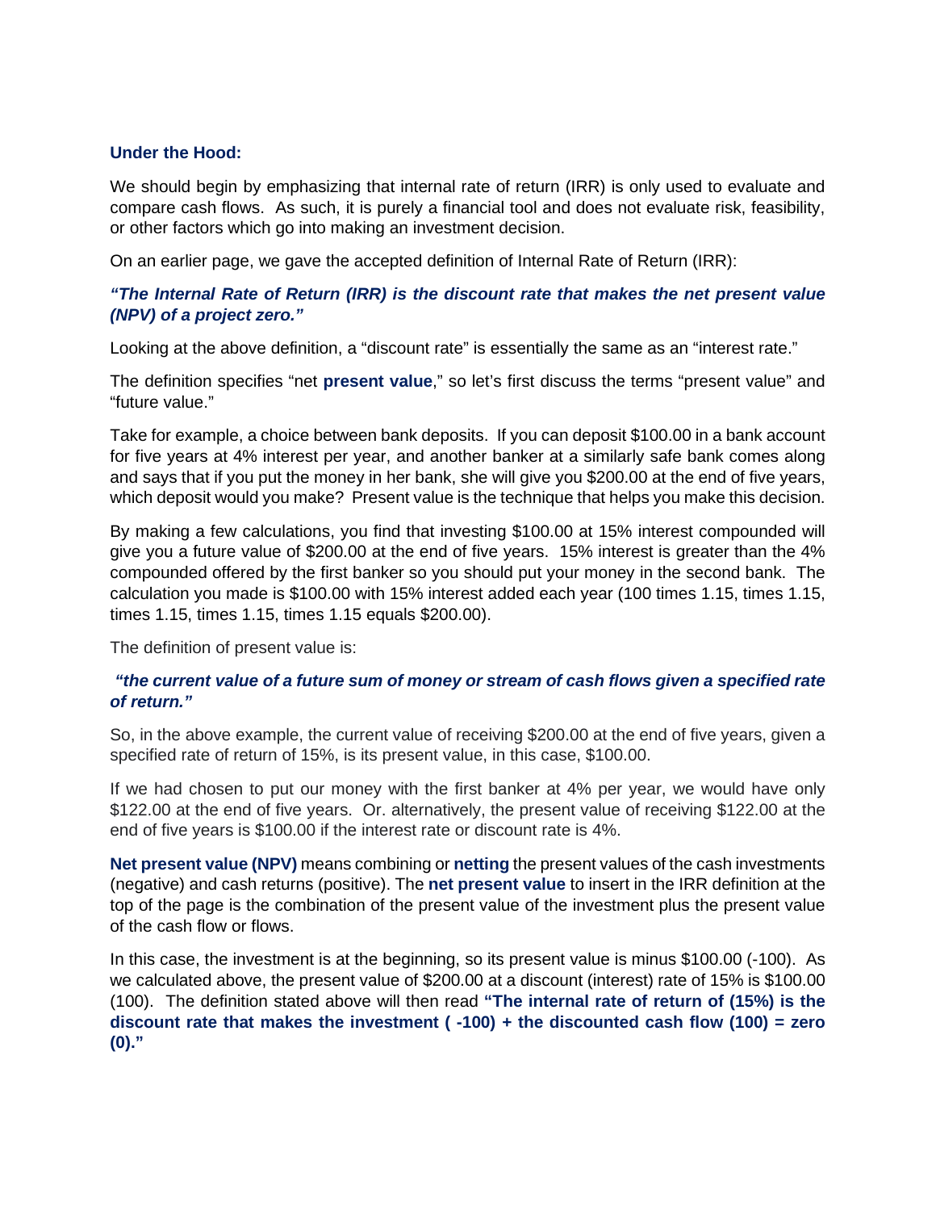**Under the Hood:**

We should begin by emphasizing that internal rate of return (IRR) is only used to evaluate and compare cash flows. As such, it is purely a financial tool and does not evaluate risk, feasibility, or other factors which go into making an investment decision.

On an earlier page, we gave the accepted definition of Internal Rate of Return (IRR):

***"The Internal Rate of Return (IRR) is the discount rate that makes the net present value (NPV) of a project zero."***

Looking at the above definition, a "discount rate" is essentially the same as an "interest rate."

The definition specifies "net **present value**," so let's first discuss the terms "present value" and "future value."

Take for example, a choice between bank deposits. If you can deposit $100.00 in a bank account for five years at 4% interest per year, and another banker at a similarly safe bank comes along and says that if you put the money in her bank, she will give you $200.00 at the end of five years, which deposit would you make? Present value is the technique that helps you make this decision.

By making a few calculations, you find that investing $100.00 at 15% interest compounded will give you a future value of $200.00 at the end of five years. 15% interest is greater than the 4% compounded offered by the first banker so you should put your money in the second bank. The calculation you made is $100.00 with 15% interest added each year (100 times 1.15, times 1.15, times 1.15, times 1.15, times 1.15 equals $200.00).

The definition of present value is:

***"the current value of a future sum of money or stream of cash flows given a specified rate of return."***

So, in the above example, the current value of receiving $200.00 at the end of five years, given a specified rate of return of 15%, is its present value, in this case, $100.00.

If we had chosen to put our money with the first banker at 4% per year, we would have only $122.00 at the end of five years. Or. alternatively, the present value of receiving $122.00 at the end of five years is $100.00 if the interest rate or discount rate is 4%.

**Net present value (NPV)** means combining or **netting** the present values of the cash investments (negative) and cash returns (positive). The **net present value** to insert in the IRR definition at the top of the page is the combination of the present value of the investment plus the present value of the cash flow or flows.

In this case, the investment is at the beginning, so its present value is minus $100.00 (-100). As we calculated above, the present value of $200.00 at a discount (interest) rate of 15% is $100.00 (100). The definition stated above will then read **"The internal rate of return of (15%) is the discount rate that makes the investment ( -100) + the discounted cash flow (100) = zero (0)."**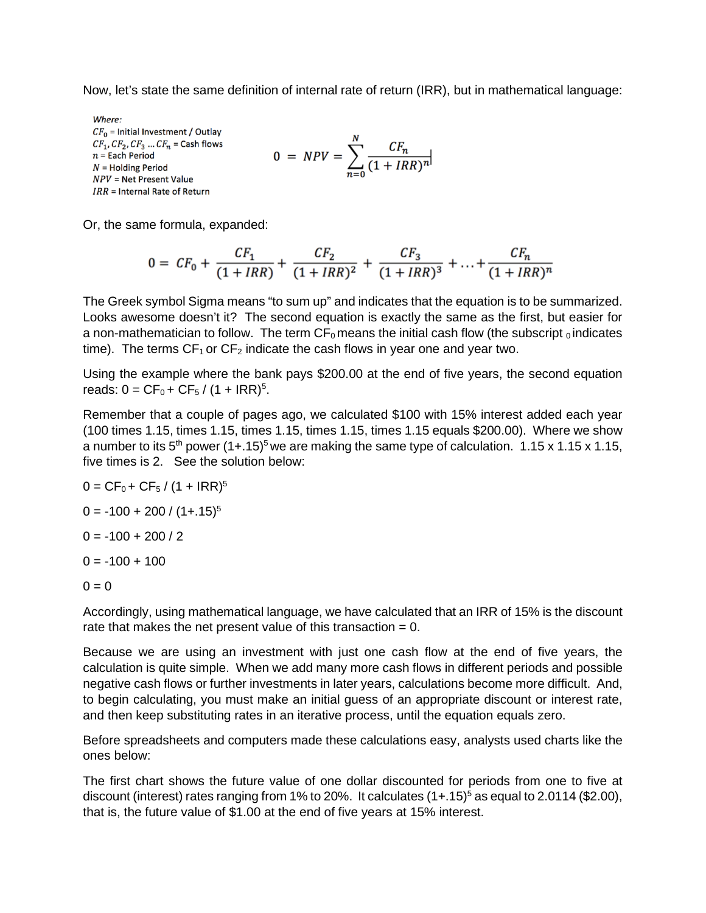Now, let's state the same definition of internal rate of return (IRR), but in mathematical language:

*Where:*
$CF_0$ = Initial Investment / Outlay
$CF_1, CF_2, CF_3 \ldots CF_n$ = Cash flows
$n$ = Each Period
$N$ = Holding Period
$NPV$ = Net Present Value
$IRR$ = Internal Rate of Return

$$0 = NPV = \sum_{n=0}^{N} \frac{CF_n}{(1 + IRR)^n}$$

Or, the same formula, expanded:

$$0 = CF_0 + \frac{CF_1}{(1 + IRR)} + \frac{CF_2}{(1 + IRR)^2} + \frac{CF_3}{(1 + IRR)^3} + \ldots + \frac{CF_n}{(1 + IRR)^n}$$

The Greek symbol Sigma means "to sum up" and indicates that the equation is to be summarized. Looks awesome doesn't it? The second equation is exactly the same as the first, but easier for a non-mathematician to follow. The term $CF_0$ means the initial cash flow (the subscript $_0$ indicates time). The terms $CF_1$ or $CF_2$ indicate the cash flows in year one and year two.

Using the example where the bank pays $200.00 at the end of five years, the second equation reads: $0 = CF_0 + CF_5 / (1 + IRR)^5$.

Remember that a couple of pages ago, we calculated $100 with 15% interest added each year (100 times 1.15, times 1.15, times 1.15, times 1.15, times 1.15 equals $200.00). Where we show a number to its 5th power $(1+.15)^5$ we are making the same type of calculation. 1.15 x 1.15 x 1.15, five times is 2. See the solution below:

$0 = CF_0 + CF_5 / (1 + IRR)^5$

$0 = -100 + 200 / (1+.15)^5$

$0 = -100 + 200 / 2$

$0 = -100 + 100$

$0 = 0$

Accordingly, using mathematical language, we have calculated that an IRR of 15% is the discount rate that makes the net present value of this transaction = 0.

Because we are using an investment with just one cash flow at the end of five years, the calculation is quite simple. When we add many more cash flows in different periods and possible negative cash flows or further investments in later years, calculations become more difficult. And, to begin calculating, you must make an initial guess of an appropriate discount or interest rate, and then keep substituting rates in an iterative process, until the equation equals zero.

Before spreadsheets and computers made these calculations easy, analysts used charts like the ones below:

The first chart shows the future value of one dollar discounted for periods from one to five at discount (interest) rates ranging from 1% to 20%. It calculates $(1+.15)^5$ as equal to 2.0114 ($2.00), that is, the future value of $1.00 at the end of five years at 15% interest.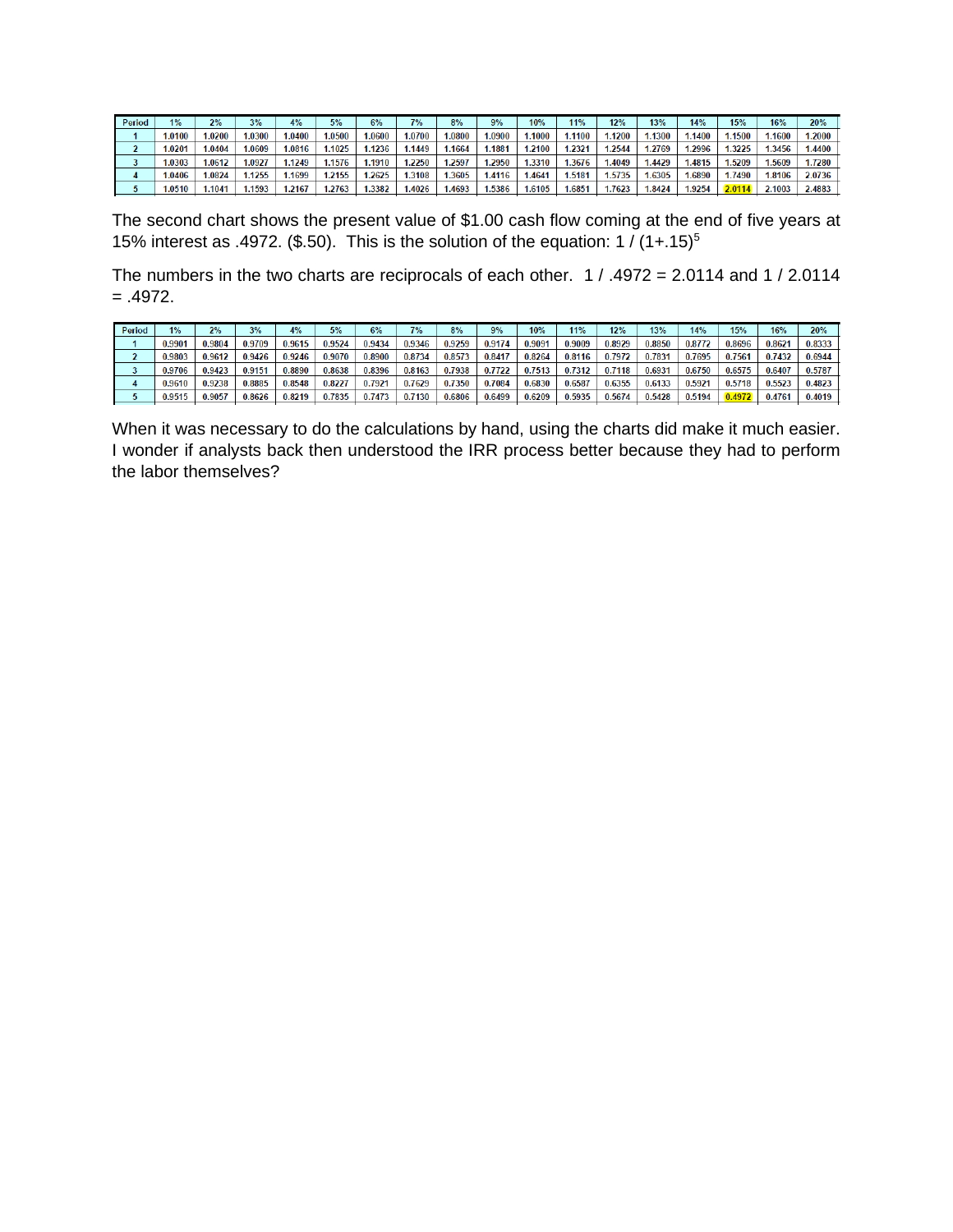| Period | 1% | 2% | 3% | 4% | 5% | 6% | 7% | 8% | 9% | 10% | 11% | 12% | 13% | 14% | 15% | 16% | 20% |
|---|---|---|---|---|---|---|---|---|---|---|---|---|---|---|---|---|---|
| 1 | 1.0100 | 1.0200 | 1.0300 | 1.0400 | 1.0500 | 1.0600 | 1.0700 | 1.0800 | 1.0900 | 1.1000 | 1.1100 | 1.1200 | 1.1300 | 1.1400 | 1.1500 | 1.1600 | 1.2000 |
| 2 | 1.0201 | 1.0404 | 1.0609 | 1.0816 | 1.1025 | 1.1236 | 1.1449 | 1.1664 | 1.1881 | 1.2100 | 1.2321 | 1.2544 | 1.2769 | 1.2996 | 1.3225 | 1.3456 | 1.4400 |
| 3 | 1.0303 | 1.0612 | 1.0927 | 1.1249 | 1.1576 | 1.1910 | 1.2250 | 1.2597 | 1.2950 | 1.3310 | 1.3676 | 1.4049 | 1.4429 | 1.4815 | 1.5209 | 1.5609 | 1.7280 |
| 4 | 1.0406 | 1.0824 | 1.1255 | 1.1699 | 1.2155 | 1.2625 | 1.3108 | 1.3605 | 1.4116 | 1.4641 | 1.5181 | 1.5735 | 1.6305 | 1.6890 | 1.7490 | 1.8106 | 2.0736 |
| 5 | 1.0510 | 1.1041 | 1.1593 | 1.2167 | 1.2763 | 1.3382 | 1.4026 | 1.4693 | 1.5386 | 1.6105 | 1.6851 | 1.7623 | 1.8424 | 1.9254 | 2.0114 | 2.1003 | 2.4883 |

The second chart shows the present value of $1.00 cash flow coming at the end of five years at 15% interest as .4972. ($.50). This is the solution of the equation: $1 / (1+.15)^5$

The numbers in the two charts are reciprocals of each other. 1 / .4972 = 2.0114 and 1 / 2.0114 = .4972.

| Period | 1% | 2% | 3% | 4% | 5% | 6% | 7% | 8% | 9% | 10% | 11% | 12% | 13% | 14% | 15% | 16% | 20% |
|---|---|---|---|---|---|---|---|---|---|---|---|---|---|---|---|---|---|
| 1 | 0.9901 | 0.9804 | 0.9709 | 0.9615 | 0.9524 | 0.9434 | 0.9346 | 0.9259 | 0.9174 | 0.9091 | 0.9009 | 0.8929 | 0.8850 | 0.8772 | 0.8696 | 0.8621 | 0.8333 |
| 2 | 0.9803 | 0.9612 | 0.9426 | 0.9246 | 0.9070 | 0.8900 | 0.8734 | 0.8573 | 0.8417 | 0.8264 | 0.8116 | 0.7972 | 0.7831 | 0.7695 | 0.7561 | 0.7432 | 0.6944 |
| 3 | 0.9706 | 0.9423 | 0.9151 | 0.8890 | 0.8638 | 0.8396 | 0.8163 | 0.7938 | 0.7722 | 0.7513 | 0.7312 | 0.7118 | 0.6931 | 0.6750 | 0.6575 | 0.6407 | 0.5787 |
| 4 | 0.9610 | 0.9238 | 0.8885 | 0.8548 | 0.8227 | 0.7921 | 0.7629 | 0.7350 | 0.7084 | 0.6830 | 0.6587 | 0.6355 | 0.6133 | 0.5921 | 0.5718 | 0.5523 | 0.4823 |
| 5 | 0.9515 | 0.9057 | 0.8626 | 0.8219 | 0.7835 | 0.7473 | 0.7130 | 0.6806 | 0.6499 | 0.6209 | 0.5935 | 0.5674 | 0.5428 | 0.5194 | 0.4972 | 0.4761 | 0.4019 |

When it was necessary to do the calculations by hand, using the charts did make it much easier. I wonder if analysts back then understood the IRR process better because they had to perform the labor themselves?